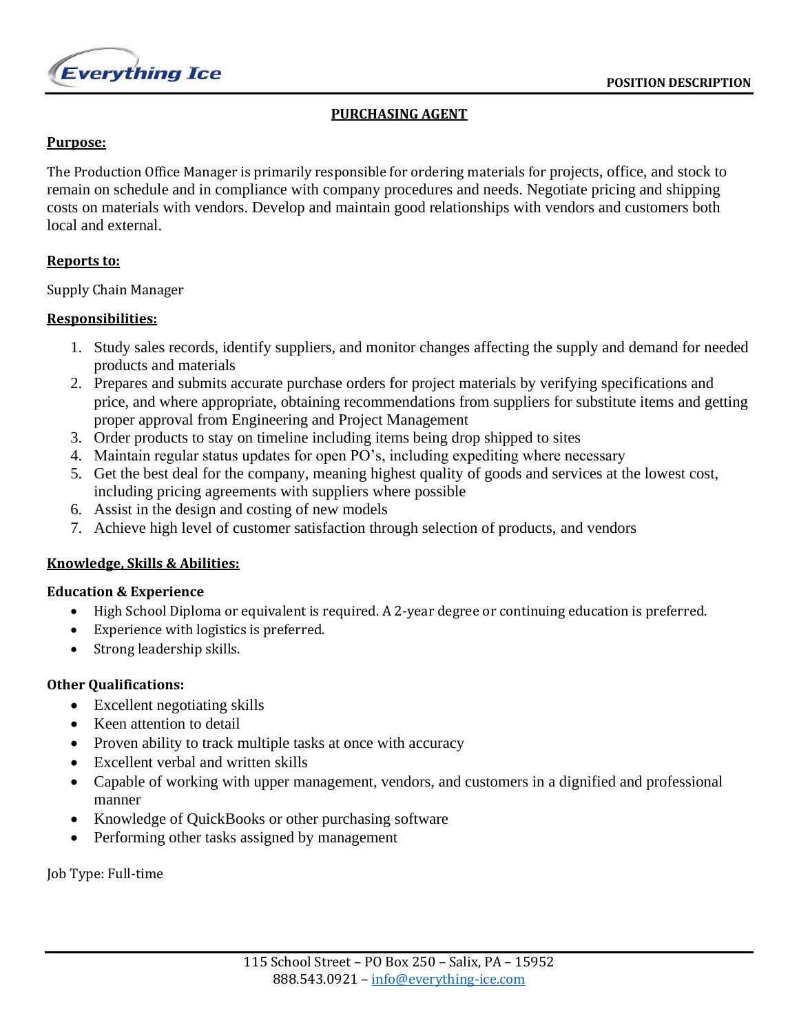**Everything Ice**

**POSITION DESCRIPTION**

# PURCHASING AGENT

## Purpose:

The Production Office Manager is primarily responsible for ordering materials for projects, office, and stock to remain on schedule and in compliance with company procedures and needs. Negotiate pricing and shipping costs on materials with vendors. Develop and maintain good relationships with vendors and customers both local and external.

## Reports to:

Supply Chain Manager

## Responsibilities:

1. Study sales records, identify suppliers, and monitor changes affecting the supply and demand for needed products and materials
2. Prepares and submits accurate purchase orders for project materials by verifying specifications and price, and where appropriate, obtaining recommendations from suppliers for substitute items and getting proper approval from Engineering and Project Management
3. Order products to stay on timeline including items being drop shipped to sites
4. Maintain regular status updates for open PO's, including expediting where necessary
5. Get the best deal for the company, meaning highest quality of goods and services at the lowest cost, including pricing agreements with suppliers where possible
6. Assist in the design and costing of new models
7. Achieve high level of customer satisfaction through selection of products, and vendors

## Knowledge, Skills & Abilities:

### Education & Experience

- High School Diploma or equivalent is required. A 2-year degree or continuing education is preferred.
- Experience with logistics is preferred.
- Strong leadership skills.

### Other Qualifications:

- Excellent negotiating skills
- Keen attention to detail
- Proven ability to track multiple tasks at once with accuracy
- Excellent verbal and written skills
- Capable of working with upper management, vendors, and customers in a dignified and professional manner
- Knowledge of QuickBooks or other purchasing software
- Performing other tasks assigned by management

Job Type: Full-time

115 School Street – PO Box 250 – Salix, PA – 15952
888.543.0921 – info@everything-ice.com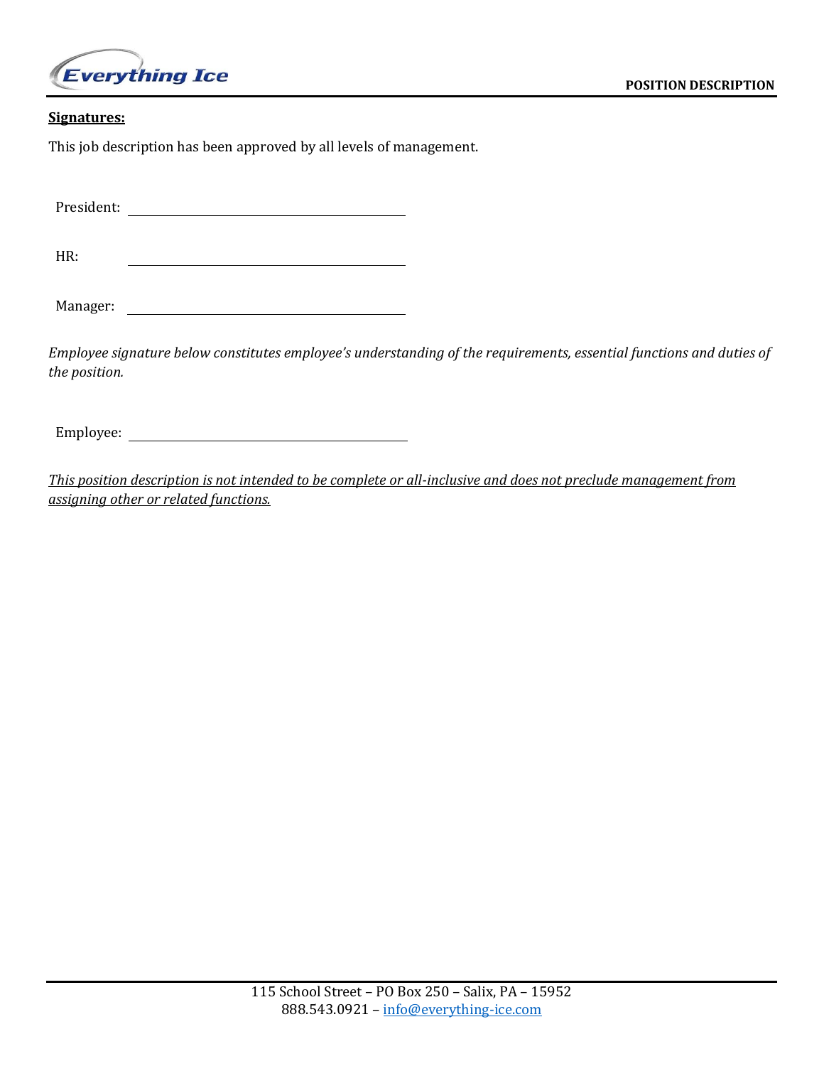**Signatures:**

This job description has been approved by all levels of management.

President: ______________________________

HR: ______________________________

Manager: ______________________________

*Employee signature below constitutes employee's understanding of the requirements, essential functions and duties of the position.*

Employee: ______________________________

*This position description is not intended to be complete or all-inclusive and does not preclude management from assigning other or related functions.*